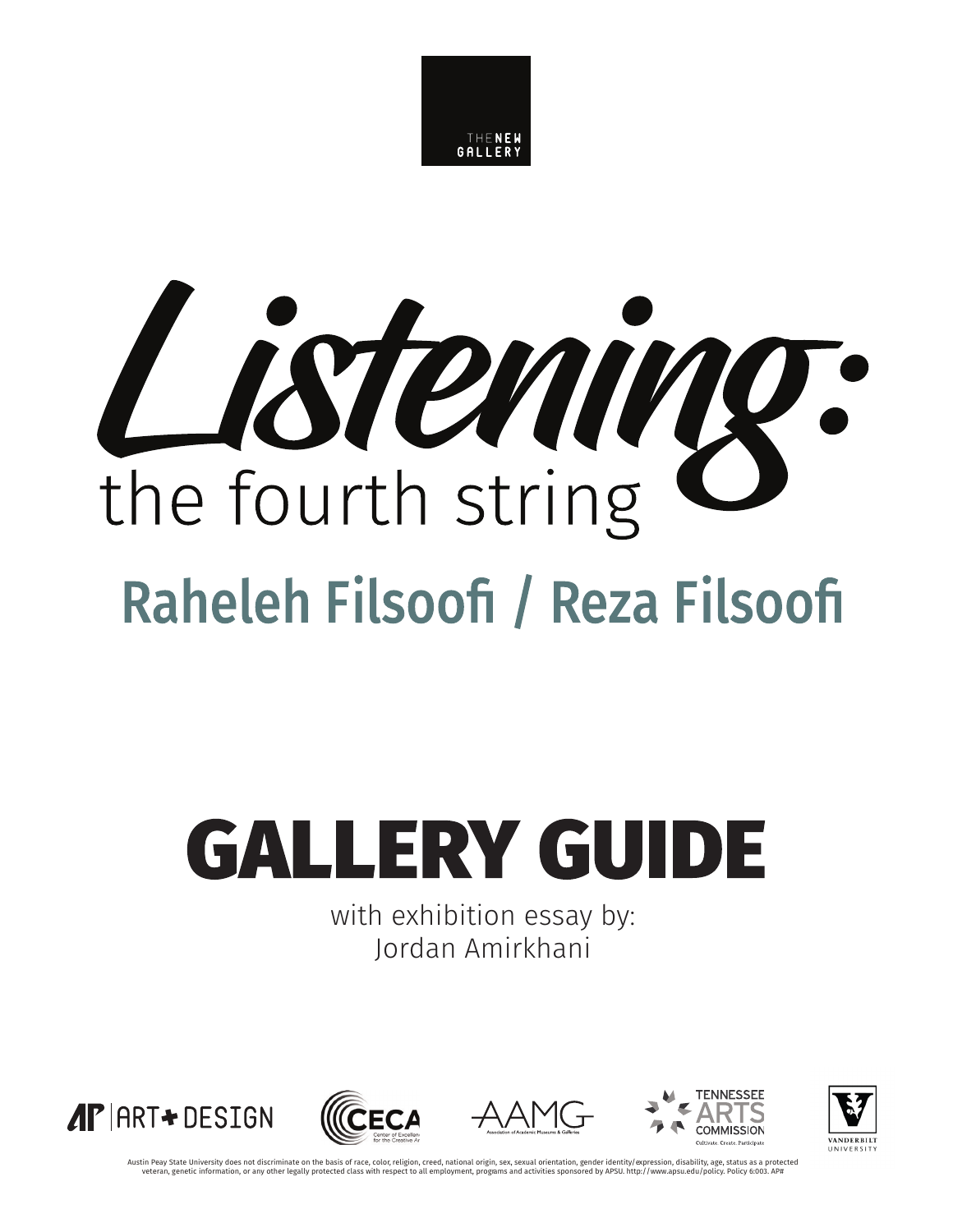THE NEW GALLERY

# Listening: the fourth string

## Raheleh Filsoofi / Reza Filsoofi

# GALLERY GUIDE

with exhibition essay by:
Jordan Amirkhani

AP | ART + DESIGN

CECA Center of Excellence for the Creative Arts

AAMG Association of Academic Museums & Galleries

TENNESSEE ARTS COMMISSION Cultivate. Create. Participate

VANDERBILT UNIVERSITY

Austin Peay State University does not discriminate on the basis of race, color, religion, creed, national origin, sex, sexual orientation, gender identity/expression, disability, age, status as a protected veteran, genetic information, or any other legally protected class with respect to all employment, programs and activities sponsored by APSU. http://www.apsu.edu/policy. Policy 6:003. AP#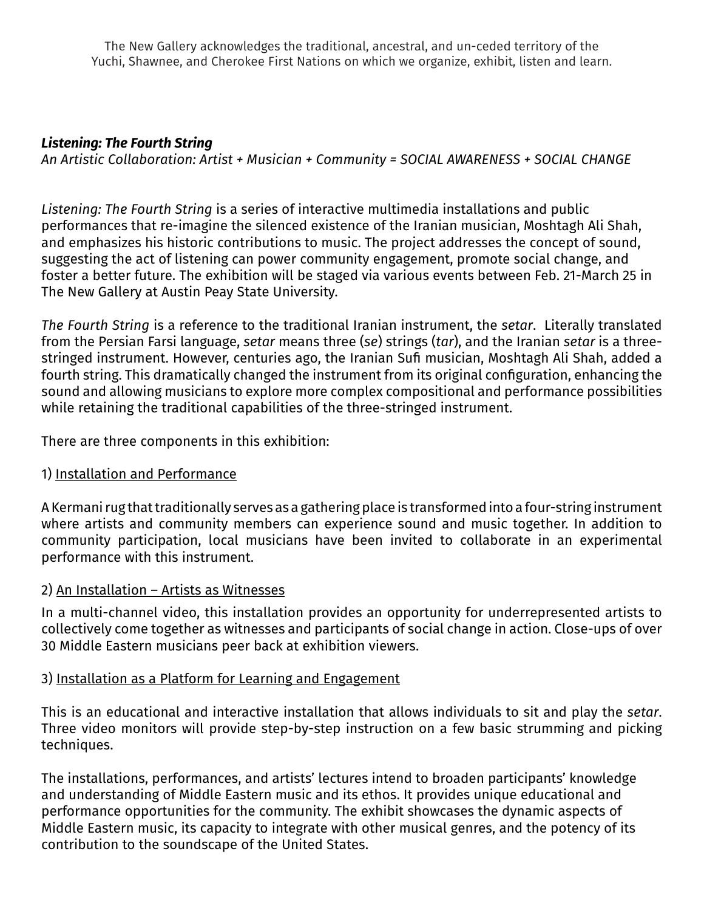The New Gallery acknowledges the traditional, ancestral, and un-ceded territory of the Yuchi, Shawnee, and Cherokee First Nations on which we organize, exhibit, listen and learn.

***Listening: The Fourth String***
*An Artistic Collaboration: Artist + Musician + Community = SOCIAL AWARENESS + SOCIAL CHANGE*

*Listening: The Fourth String* is a series of interactive multimedia installations and public performances that re-imagine the silenced existence of the Iranian musician, Moshtagh Ali Shah, and emphasizes his historic contributions to music. The project addresses the concept of sound, suggesting the act of listening can power community engagement, promote social change, and foster a better future. The exhibition will be staged via various events between Feb. 21-March 25 in The New Gallery at Austin Peay State University.

*The Fourth String* is a reference to the traditional Iranian instrument, the *setar*. Literally translated from the Persian Farsi language, *setar* means three (*se*) strings (*tar*), and the Iranian *setar* is a three-stringed instrument. However, centuries ago, the Iranian Sufi musician, Moshtagh Ali Shah, added a fourth string. This dramatically changed the instrument from its original configuration, enhancing the sound and allowing musicians to explore more complex compositional and performance possibilities while retaining the traditional capabilities of the three-stringed instrument.

There are three components in this exhibition:

1) <u>Installation and Performance</u>

A Kermani rug that traditionally serves as a gathering place is transformed into a four-string instrument where artists and community members can experience sound and music together. In addition to community participation, local musicians have been invited to collaborate in an experimental performance with this instrument.

2) <u>An Installation – Artists as Witnesses</u>

In a multi-channel video, this installation provides an opportunity for underrepresented artists to collectively come together as witnesses and participants of social change in action. Close-ups of over 30 Middle Eastern musicians peer back at exhibition viewers.

3) <u>Installation as a Platform for Learning and Engagement</u>

This is an educational and interactive installation that allows individuals to sit and play the *setar*. Three video monitors will provide step-by-step instruction on a few basic strumming and picking techniques.

The installations, performances, and artists' lectures intend to broaden participants' knowledge and understanding of Middle Eastern music and its ethos. It provides unique educational and performance opportunities for the community. The exhibit showcases the dynamic aspects of Middle Eastern music, its capacity to integrate with other musical genres, and the potency of its contribution to the soundscape of the United States.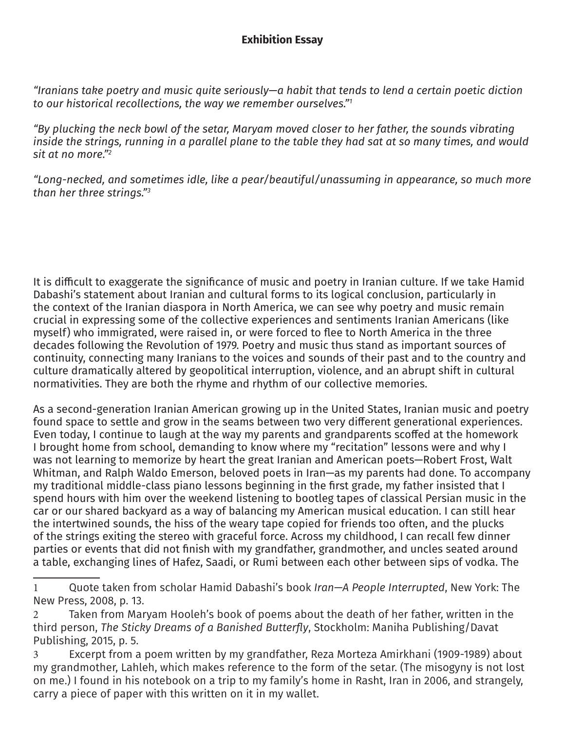**Exhibition Essay**

*“Iranians take poetry and music quite seriously—a habit that tends to lend a certain poetic diction to our historical recollections, the way we remember ourselves.”*[1]

*“By plucking the neck bowl of the setar, Maryam moved closer to her father, the sounds vibrating inside the strings, running in a parallel plane to the table they had sat at so many times, and would sit at no more.”*[2]

*“Long-necked, and sometimes idle, like a pear/beautiful/unassuming in appearance, so much more than her three strings.”*[3]

It is difficult to exaggerate the significance of music and poetry in Iranian culture. If we take Hamid Dabashi’s statement about Iranian and cultural forms to its logical conclusion, particularly in the context of the Iranian diaspora in North America, we can see why poetry and music remain crucial in expressing some of the collective experiences and sentiments Iranian Americans (like myself) who immigrated, were raised in, or were forced to flee to North America in the three decades following the Revolution of 1979. Poetry and music thus stand as important sources of continuity, connecting many Iranians to the voices and sounds of their past and to the country and culture dramatically altered by geopolitical interruption, violence, and an abrupt shift in cultural normativities. They are both the rhyme and rhythm of our collective memories.

As a second-generation Iranian American growing up in the United States, Iranian music and poetry found space to settle and grow in the seams between two very different generational experiences. Even today, I continue to laugh at the way my parents and grandparents scoffed at the homework I brought home from school, demanding to know where my “recitation” lessons were and why I was not learning to memorize by heart the great Iranian and American poets—Robert Frost, Walt Whitman, and Ralph Waldo Emerson, beloved poets in Iran—as my parents had done. To accompany my traditional middle-class piano lessons beginning in the first grade, my father insisted that I spend hours with him over the weekend listening to bootleg tapes of classical Persian music in the car or our shared backyard as a way of balancing my American musical education. I can still hear the intertwined sounds, the hiss of the weary tape copied for friends too often, and the plucks of the strings exiting the stereo with graceful force. Across my childhood, I can recall few dinner parties or events that did not finish with my grandfather, grandmother, and uncles seated around a table, exchanging lines of Hafez, Saadi, or Rumi between each other between sips of vodka. The

---

1 Quote taken from scholar Hamid Dabashi’s book *Iran—A People Interrupted*, New York: The New Press, 2008, p. 13.

2 Taken from Maryam Hooleh’s book of poems about the death of her father, written in the third person, *The Sticky Dreams of a Banished Butterfly*, Stockholm: Maniha Publishing/Davat Publishing, 2015, p. 5.

3 Excerpt from a poem written by my grandfather, Reza Morteza Amirkhani (1909-1989) about my grandmother, Lahleh, which makes reference to the form of the setar. (The misogyny is not lost on me.) I found in his notebook on a trip to my family’s home in Rasht, Iran in 2006, and strangely, carry a piece of paper with this written on it in my wallet.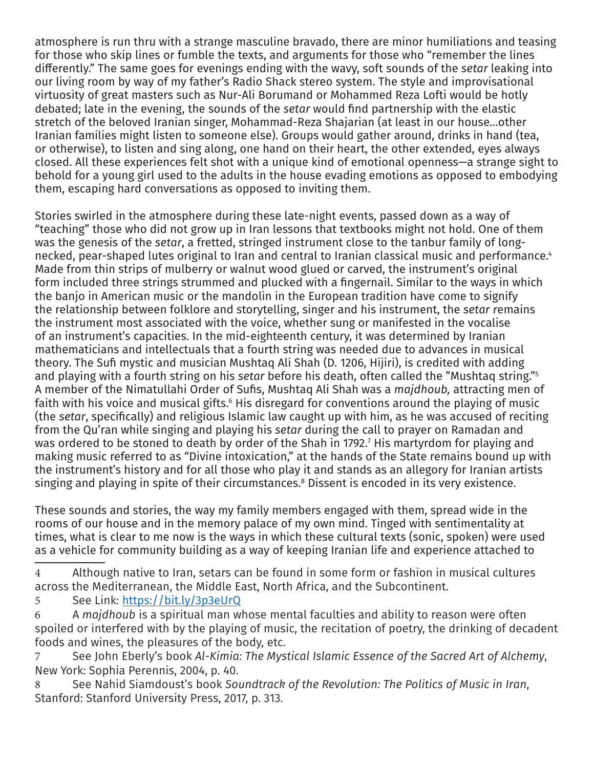atmosphere is run thru with a strange masculine bravado, there are minor humiliations and teasing for those who skip lines or fumble the texts, and arguments for those who "remember the lines differently." The same goes for evenings ending with the wavy, soft sounds of the *setar* leaking into our living room by way of my father's Radio Shack stereo system. The style and improvisational virtuosity of great masters such as Nur-Ali Borumand or Mohammed Reza Lofti would be hotly debated; late in the evening, the sounds of the *setar* would find partnership with the elastic stretch of the beloved Iranian singer, Mohammad-Reza Shajarian (at least in our house...other Iranian families might listen to someone else). Groups would gather around, drinks in hand (tea, or otherwise), to listen and sing along, one hand on their heart, the other extended, eyes always closed. All these experiences felt shot with a unique kind of emotional openness—a strange sight to behold for a young girl used to the adults in the house evading emotions as opposed to embodying them, escaping hard conversations as opposed to inviting them.

Stories swirled in the atmosphere during these late-night events, passed down as a way of "teaching" those who did not grow up in Iran lessons that textbooks might not hold. One of them was the genesis of the *setar*, a fretted, stringed instrument close to the tanbur family of long-necked, pear-shaped lutes original to Iran and central to Iranian classical music and performance.[4] Made from thin strips of mulberry or walnut wood glued or carved, the instrument's original form included three strings strummed and plucked with a fingernail. Similar to the ways in which the banjo in American music or the mandolin in the European tradition have come to signify the relationship between folklore and storytelling, singer and his instrument, the *setar r*emains the instrument most associated with the voice, whether sung or manifested in the vocalise of an instrument's capacities. In the mid-eighteenth century, it was determined by Iranian mathematicians and intellectuals that a fourth string was needed due to advances in musical theory. The Sufi mystic and musician Mushtaq Ali Shah (D. 1206, Hijiri), is credited with adding and playing with a fourth string on his *setar* before his death, often called the "Mushtaq string."[5] A member of the Nimatullahi Order of Sufis, Mushtaq Ali Shah was a *majdhoub,* attracting men of faith with his voice and musical gifts.[6] His disregard for conventions around the playing of music (the *setar*, specifically) and religious Islamic law caught up with him, as he was accused of reciting from the Qu'ran while singing and playing his *setar* during the call to prayer on Ramadan and was ordered to be stoned to death by order of the Shah in 1792.[7] His martyrdom for playing and making music referred to as "Divine intoxication," at the hands of the State remains bound up with the instrument's history and for all those who play it and stands as an allegory for Iranian artists singing and playing in spite of their circumstances.[8] Dissent is encoded in its very existence.

These sounds and stories, the way my family members engaged with them, spread wide in the rooms of our house and in the memory palace of my own mind. Tinged with sentimentality at times, what is clear to me now is the ways in which these cultural texts (sonic, spoken) were used as a vehicle for community building as a way of keeping Iranian life and experience attached to

---

4 Although native to Iran, setars can be found in some form or fashion in musical cultures across the Mediterranean, the Middle East, North Africa, and the Subcontinent.

5 See Link: https://bit.ly/3p3eUrQ

6 A *majdhoub* is a spiritual man whose mental faculties and ability to reason were often spoiled or interfered with by the playing of music, the recitation of poetry, the drinking of decadent foods and wines, the pleasures of the body, etc.

7 See John Eberly's book *Al-Kimia: The Mystical Islamic Essence of the Sacred Art of Alchemy*, New York: Sophia Perennis, 2004, p. 40.

8 See Nahid Siamdoust's book *Soundtrack of the Revolution: The Politics of Music in Iran*, Stanford: Stanford University Press, 2017, p. 313.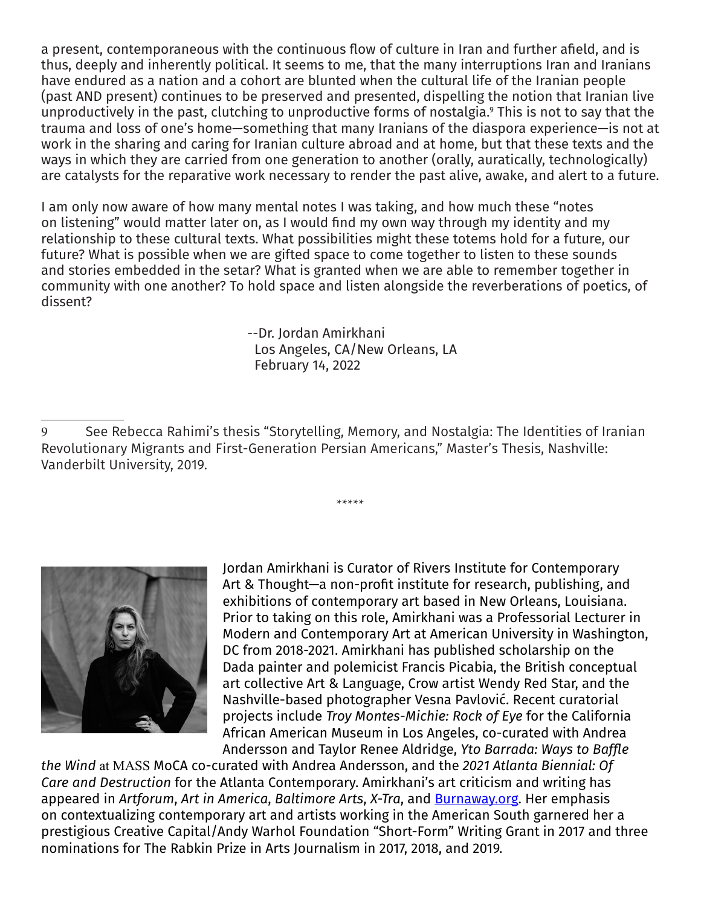a present, contemporaneous with the continuous flow of culture in Iran and further afield, and is thus, deeply and inherently political. It seems to me, that the many interruptions Iran and Iranians have endured as a nation and a cohort are blunted when the cultural life of the Iranian people (past AND present) continues to be preserved and presented, dispelling the notion that Iranian live unproductively in the past, clutching to unproductive forms of nostalgia.[9] This is not to say that the trauma and loss of one's home—something that many Iranians of the diaspora experience—is not at work in the sharing and caring for Iranian culture abroad and at home, but that these texts and the ways in which they are carried from one generation to another (orally, auratically, technologically) are catalysts for the reparative work necessary to render the past alive, awake, and alert to a future.

I am only now aware of how many mental notes I was taking, and how much these "notes on listening" would matter later on, as I would find my own way through my identity and my relationship to these cultural texts. What possibilities might these totems hold for a future, our future? What is possible when we are gifted space to come together to listen to these sounds and stories embedded in the setar? What is granted when we are able to remember together in community with one another? To hold space and listen alongside the reverberations of poetics, of dissent?

--Dr. Jordan Amirkhani
Los Angeles, CA/New Orleans, LA
February 14, 2022

---

9 See Rebecca Rahimi's thesis "Storytelling, Memory, and Nostalgia: The Identities of Iranian Revolutionary Migrants and First-Generation Persian Americans," Master's Thesis, Nashville: Vanderbilt University, 2019.

\*\*\*\*\*

Jordan Amirkhani is Curator of Rivers Institute for Contemporary Art & Thought—a non-profit institute for research, publishing, and exhibitions of contemporary art based in New Orleans, Louisiana. Prior to taking on this role, Amirkhani was a Professorial Lecturer in Modern and Contemporary Art at American University in Washington, DC from 2018-2021. Amirkhani has published scholarship on the Dada painter and polemicist Francis Picabia, the British conceptual art collective Art & Language, Crow artist Wendy Red Star, and the Nashville-based photographer Vesna Pavlović. Recent curatorial projects include *Troy Montes-Michie: Rock of Eye* for the California African American Museum in Los Angeles, co-curated with Andrea Andersson and Taylor Renee Aldridge, *Yto Barrada: Ways to Baffle the Wind* at MASS MoCA co-curated with Andrea Andersson, and the *2021 Atlanta Biennial: Of Care and Destruction* for the Atlanta Contemporary. Amirkhani's art criticism and writing has appeared in *Artforum*, *Art in America*, *Baltimore Arts*, *X-Tra*, and [Burnaway.org](Burnaway.org). Her emphasis on contextualizing contemporary art and artists working in the American South garnered her a prestigious Creative Capital/Andy Warhol Foundation "Short-Form" Writing Grant in 2017 and three nominations for The Rabkin Prize in Arts Journalism in 2017, 2018, and 2019.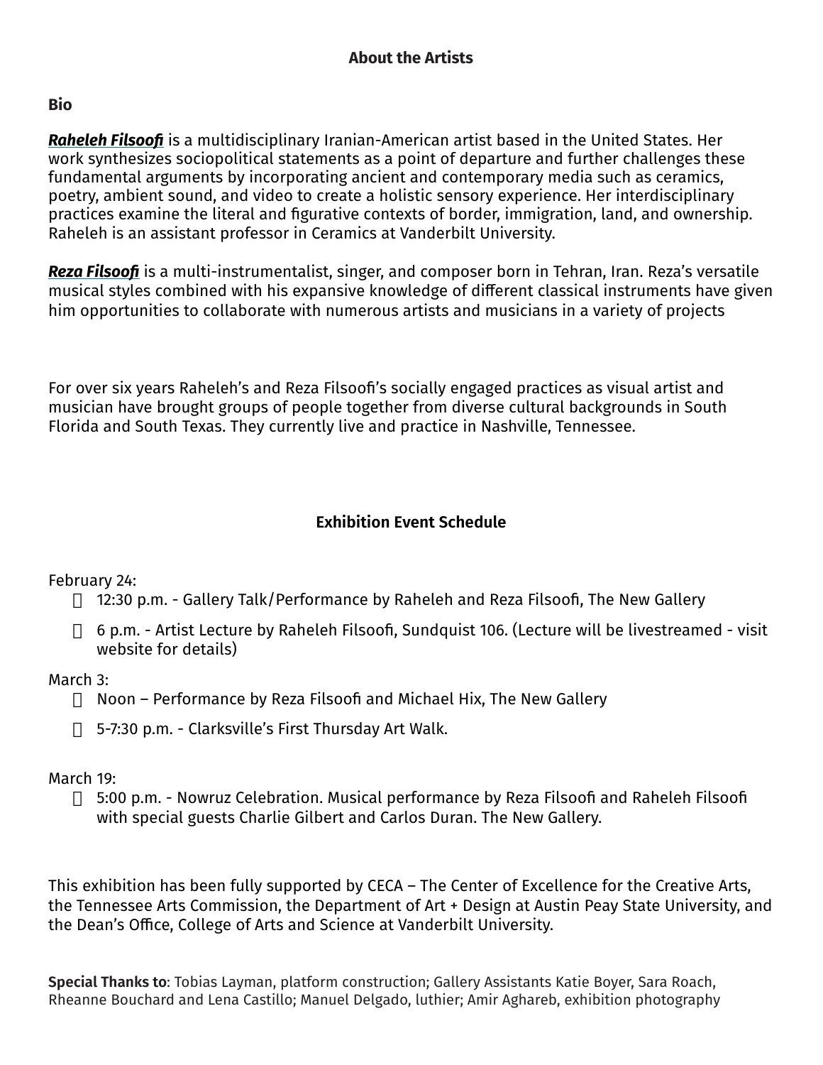## About the Artists

**Bio**

***Raheleh Filsoofi*** is a multidisciplinary Iranian-American artist based in the United States. Her work synthesizes sociopolitical statements as a point of departure and further challenges these fundamental arguments by incorporating ancient and contemporary media such as ceramics, poetry, ambient sound, and video to create a holistic sensory experience. Her interdisciplinary practices examine the literal and figurative contexts of border, immigration, land, and ownership. Raheleh is an assistant professor in Ceramics at Vanderbilt University.

***Reza Filsoofi*** is a multi-instrumentalist, singer, and composer born in Tehran, Iran. Reza's versatile musical styles combined with his expansive knowledge of different classical instruments have given him opportunities to collaborate with numerous artists and musicians in a variety of projects

For over six years Raheleh's and Reza Filsoofi's socially engaged practices as visual artist and musician have brought groups of people together from diverse cultural backgrounds in South Florida and South Texas. They currently live and practice in Nashville, Tennessee.

## Exhibition Event Schedule

February 24:

- 12:30 p.m. - Gallery Talk/Performance by Raheleh and Reza Filsoofi, The New Gallery
- 6 p.m. - Artist Lecture by Raheleh Filsoofi, Sundquist 106. (Lecture will be livestreamed - visit website for details)

March 3:

- Noon – Performance by Reza Filsoofi and Michael Hix, The New Gallery
- 5-7:30 p.m. - Clarksville's First Thursday Art Walk.

March 19:

- 5:00 p.m. - Nowruz Celebration. Musical performance by Reza Filsoofi and Raheleh Filsoofi with special guests Charlie Gilbert and Carlos Duran. The New Gallery.

This exhibition has been fully supported by CECA – The Center of Excellence for the Creative Arts, the Tennessee Arts Commission, the Department of Art + Design at Austin Peay State University, and the Dean's Office, College of Arts and Science at Vanderbilt University.

**Special Thanks to**: Tobias Layman, platform construction; Gallery Assistants Katie Boyer, Sara Roach, Rheanne Bouchard and Lena Castillo; Manuel Delgado, luthier; Amir Aghareb, exhibition photography